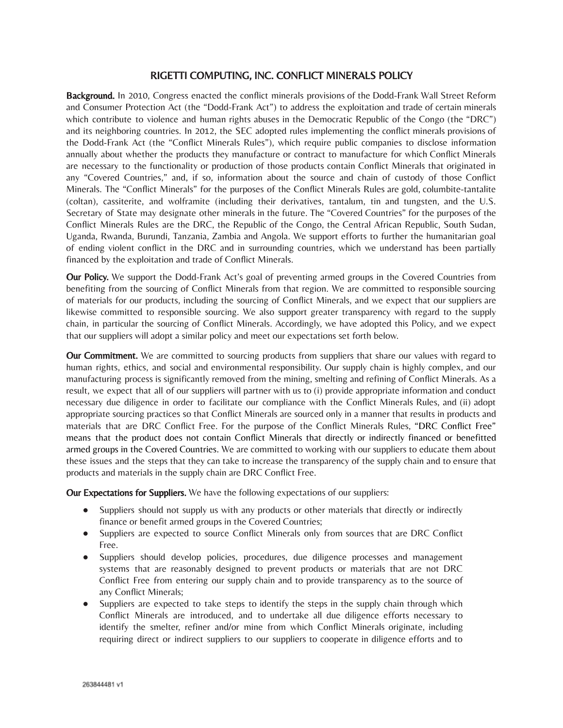# RIGETTI COMPUTING, INC. CONFLICT MINERALS POLICY

**Background.** In 2010, Congress enacted the conflict minerals provisions of the Dodd-Frank Wall Street Reform and Consumer Protection Act (the "Dodd-Frank Act") to address the exploitation and trade of certain minerals which contribute to violence and human rights abuses in the Democratic Republic of the Congo (the "DRC") and its neighboring countries. In 2012, the SEC adopted rules implementing the conflict minerals provisions of the Dodd-Frank Act (the "Conflict Minerals Rules"), which require public companies to disclose information annually about whether the products they manufacture or contract to manufacture for which Conflict Minerals are necessary to the functionality or production of those products contain Conflict Minerals that originated in any "Covered Countries," and, if so, information about the source and chain of custody of those Conflict Minerals. The "Conflict Minerals" for the purposes of the Conflict Minerals Rules are gold, columbite-tantalite (coltan), cassiterite, and wolframite (including their derivatives, tantalum, tin and tungsten, and the U.S. Secretary of State may designate other minerals in the future. The "Covered Countries" for the purposes of the Conflict Minerals Rules are the DRC, the Republic of the Congo, the Central African Republic, South Sudan, Uganda, Rwanda, Burundi, Tanzania, Zambia and Angola. We support efforts to further the humanitarian goal of ending violent conflict in the DRC and in surrounding countries, which we understand has been partially financed by the exploitation and trade of Conflict Minerals.

**Our Policy.** We support the Dodd-Frank Act's goal of preventing armed groups in the Covered Countries from benefiting from the sourcing of Conflict Minerals from that region. We are committed to responsible sourcing of materials for our products, including the sourcing of Conflict Minerals, and we expect that our suppliers are likewise committed to responsible sourcing. We also support greater transparency with regard to the supply chain, in particular the sourcing of Conflict Minerals. Accordingly, we have adopted this Policy, and we expect that our suppliers will adopt a similar policy and meet our expectations set forth below.

**Our Commitment.** We are committed to sourcing products from suppliers that share our values with regard to human rights, ethics, and social and environmental responsibility. Our supply chain is highly complex, and our manufacturing process is significantly removed from the mining, smelting and refining of Conflict Minerals. As a result, we expect that all of our suppliers will partner with us to (i) provide appropriate information and conduct necessary due diligence in order to facilitate our compliance with the Conflict Minerals Rules, and (ii) adopt appropriate sourcing practices so that Conflict Minerals are sourced only in a manner that results in products and materials that are DRC Conflict Free. For the purpose of the Conflict Minerals Rules, "DRC Conflict Free" means that the product does not contain Conflict Minerals that directly or indirectly financed or benefitted armed groups in the Covered Countries. We are committed to working with our suppliers to educate them about these issues and the steps that they can take to increase the transparency of the supply chain and to ensure that products and materials in the supply chain are DRC Conflict Free.

**Our Expectations for Suppliers.** We have the following expectations of our suppliers:

- Suppliers should not supply us with any products or other materials that directly or indirectly finance or benefit armed groups in the Covered Countries;
- Suppliers are expected to source Conflict Minerals only from sources that are DRC Conflict Free.
- Suppliers should develop policies, procedures, due diligence processes and management systems that are reasonably designed to prevent products or materials that are not DRC Conflict Free from entering our supply chain and to provide transparency as to the source of any Conflict Minerals;
- Suppliers are expected to take steps to identify the steps in the supply chain through which Conflict Minerals are introduced, and to undertake all due diligence efforts necessary to identify the smelter, refiner and/or mine from which Conflict Minerals originate, including requiring direct or indirect suppliers to our suppliers to cooperate in diligence efforts and to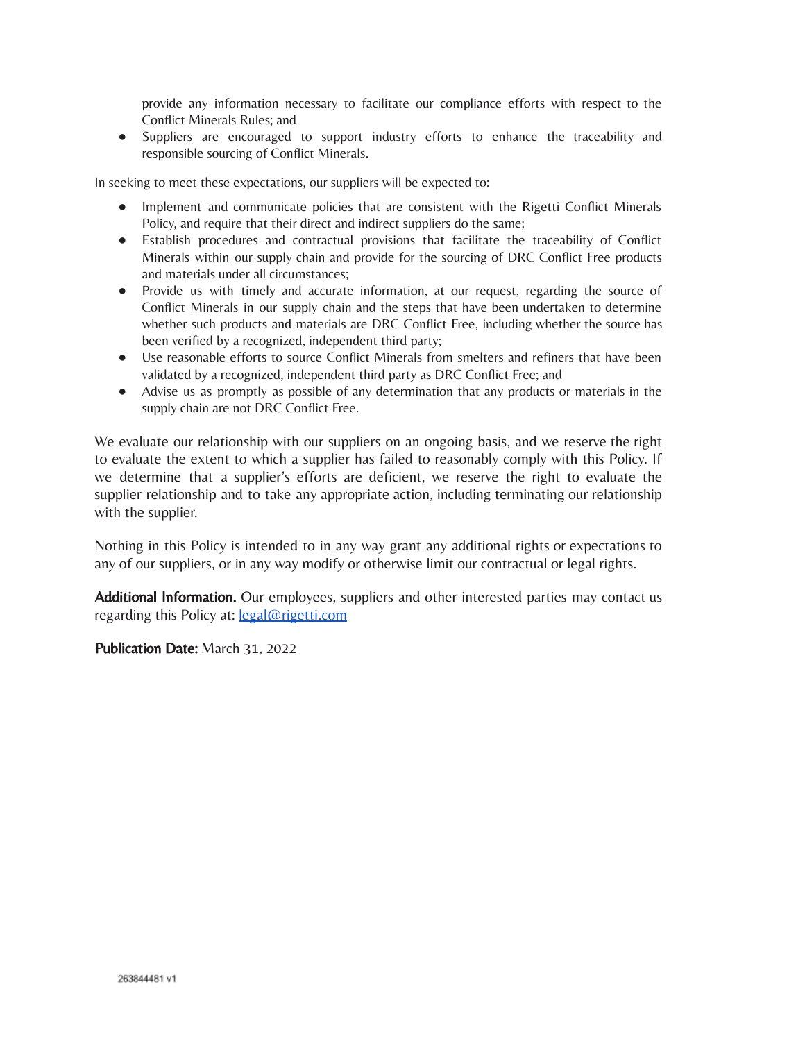provide any information necessary to facilitate our compliance efforts with respect to the Conflict Minerals Rules; and
- Suppliers are encouraged to support industry efforts to enhance the traceability and responsible sourcing of Conflict Minerals.

In seeking to meet these expectations, our suppliers will be expected to:

- Implement and communicate policies that are consistent with the Rigetti Conflict Minerals Policy, and require that their direct and indirect suppliers do the same;
- Establish procedures and contractual provisions that facilitate the traceability of Conflict Minerals within our supply chain and provide for the sourcing of DRC Conflict Free products and materials under all circumstances;
- Provide us with timely and accurate information, at our request, regarding the source of Conflict Minerals in our supply chain and the steps that have been undertaken to determine whether such products and materials are DRC Conflict Free, including whether the source has been verified by a recognized, independent third party;
- Use reasonable efforts to source Conflict Minerals from smelters and refiners that have been validated by a recognized, independent third party as DRC Conflict Free; and
- Advise us as promptly as possible of any determination that any products or materials in the supply chain are not DRC Conflict Free.

We evaluate our relationship with our suppliers on an ongoing basis, and we reserve the right to evaluate the extent to which a supplier has failed to reasonably comply with this Policy. If we determine that a supplier's efforts are deficient, we reserve the right to evaluate the supplier relationship and to take any appropriate action, including terminating our relationship with the supplier.

Nothing in this Policy is intended to in any way grant any additional rights or expectations to any of our suppliers, or in any way modify or otherwise limit our contractual or legal rights.

**Additional Information.** Our employees, suppliers and other interested parties may contact us regarding this Policy at: legal@rigetti.com

**Publication Date:** March 31, 2022

263844481 v1